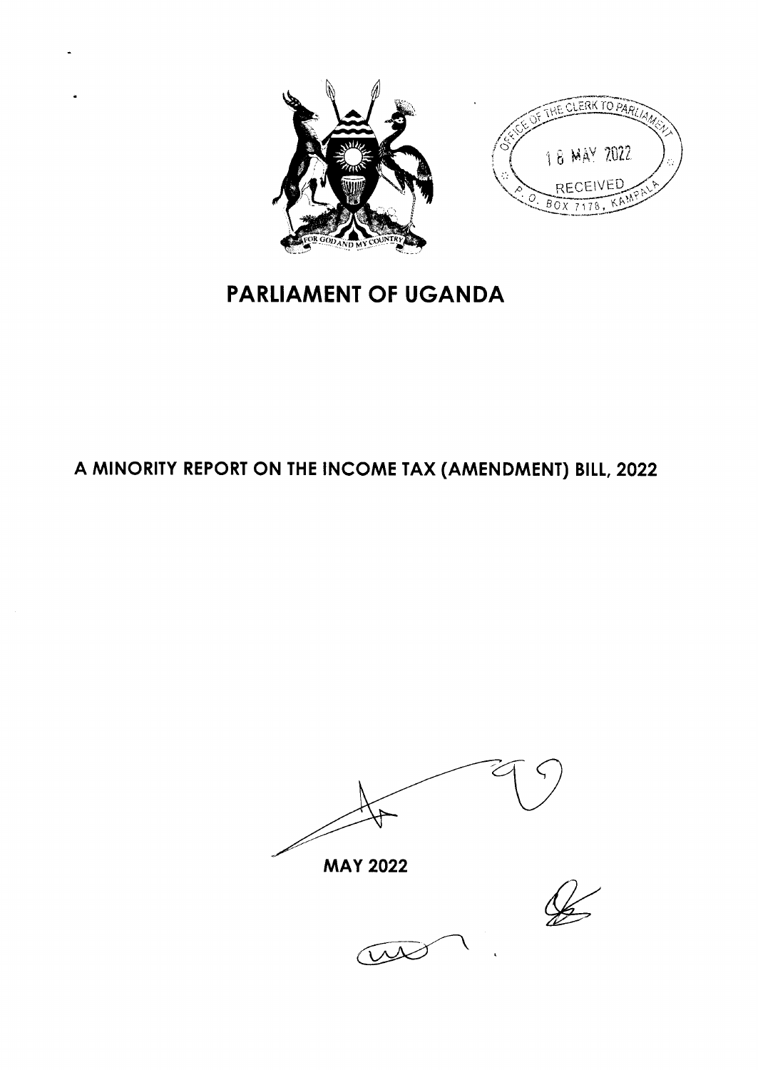# PARLIAMENT OF UGANDA

## A MINORITY REPORT ON THE INCOME TAX (AMENDMENT) BILL, 2022

MAY 2022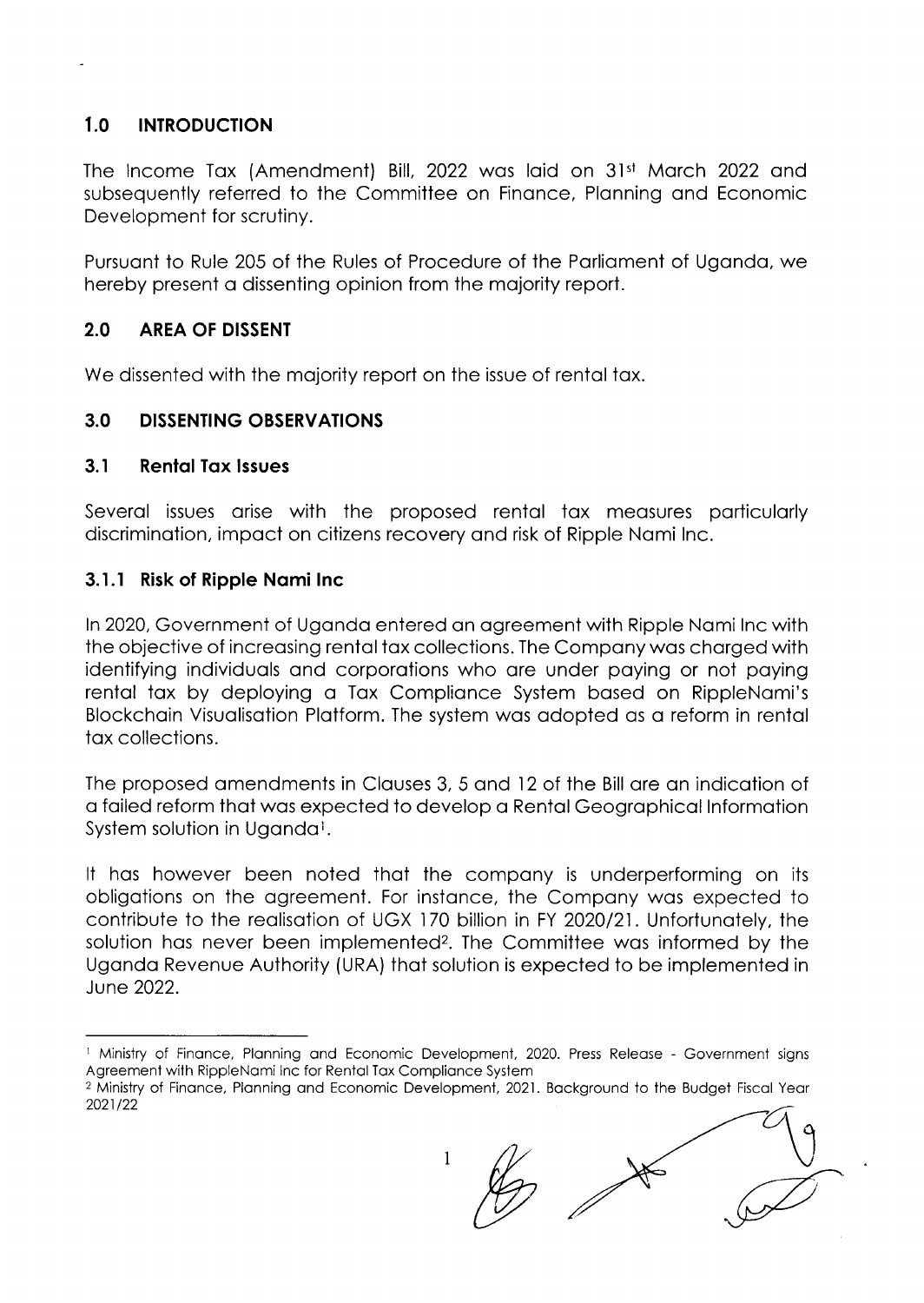## 1.0 INTRODUCTION

The Income Tax (Amendment) Bill, 2022 was laid on 31st March 2022 and subsequently referred to the Committee on Finance, Planning and Economic Development for scrutiny.

Pursuant to Rule 205 of the Rules of Procedure of the Parliament of Uganda, we hereby present a dissenting opinion from the majority report.

## 2.0 AREA OF DISSENT

We dissented with the majority report on the issue of rental tax.

## 3.0 DISSENTING OBSERVATIONS

### 3.1 Rental Tax Issues

Several issues arise with the proposed rental tax measures particularly discrimination, impact on citizens recovery and risk of Ripple Nami Inc.

#### 3.1.1 Risk of Ripple Nami Inc

In 2020, Government of Uganda entered an agreement with Ripple Nami Inc with the objective of increasing rental tax collections. The Company was charged with identifying individuals and corporations who are under paying or not paying rental tax by deploying a Tax Compliance System based on RippleNami's Blockchain Visualisation Platform. The system was adopted as a reform in rental tax collections.

The proposed amendments in Clauses 3, 5 and 12 of the Bill are an indication of a failed reform that was expected to develop a Rental Geographical Information System solution in Uganda[1].

It has however been noted that the company is underperforming on its obligations on the agreement. For instance, the Company was expected to contribute to the realisation of UGX 170 billion in FY 2020/21. Unfortunately, the solution has never been implemented[2]. The Committee was informed by the Uganda Revenue Authority (URA) that solution is expected to be implemented in June 2022.

---

[1] Ministry of Finance, Planning and Economic Development, 2020. Press Release - Government signs Agreement with RippleNami Inc for Rental Tax Compliance System

[2] Ministry of Finance, Planning and Economic Development, 2021. Background to the Budget Fiscal Year 2021/22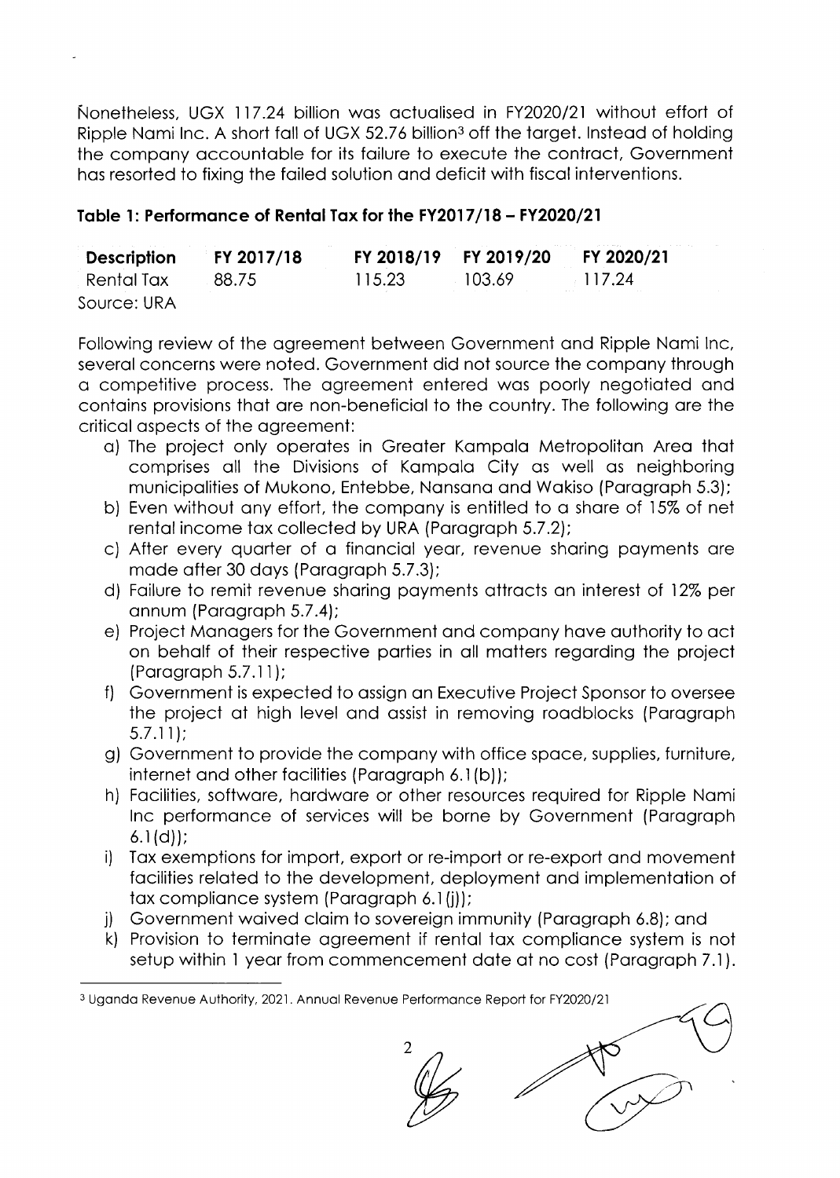Nonetheless, UGX 117.24 billion was actualised in FY2020/21 without effort of Ripple Nami Inc. A short fall of UGX 52.76 billion[3] off the target. Instead of holding the company accountable for its failure to execute the contract, Government has resorted to fixing the failed solution and deficit with fiscal interventions.

**Table 1: Performance of Rental Tax for the FY2017/18 – FY2020/21**

| Description | FY 2017/18 | FY 2018/19 | FY 2019/20 | FY 2020/21 |
|---|---|---|---|---|
| Rental Tax | 88.75 | 115.23 | 103.69 | 117.24 |

Source: URA

Following review of the agreement between Government and Ripple Nami Inc, several concerns were noted. Government did not source the company through a competitive process. The agreement entered was poorly negotiated and contains provisions that are non-beneficial to the country. The following are the critical aspects of the agreement:

a) The project only operates in Greater Kampala Metropolitan Area that comprises all the Divisions of Kampala City as well as neighboring municipalities of Mukono, Entebbe, Nansana and Wakiso (Paragraph 5.3);
b) Even without any effort, the company is entitled to a share of 15% of net rental income tax collected by URA (Paragraph 5.7.2);
c) After every quarter of a financial year, revenue sharing payments are made after 30 days (Paragraph 5.7.3);
d) Failure to remit revenue sharing payments attracts an interest of 12% per annum (Paragraph 5.7.4);
e) Project Managers for the Government and company have authority to act on behalf of their respective parties in all matters regarding the project (Paragraph 5.7.11);
f) Government is expected to assign an Executive Project Sponsor to oversee the project at high level and assist in removing roadblocks (Paragraph 5.7.11);
g) Government to provide the company with office space, supplies, furniture, internet and other facilities (Paragraph 6.1(b));
h) Facilities, software, hardware or other resources required for Ripple Nami Inc performance of services will be borne by Government (Paragraph 6.1(d));
i) Tax exemptions for import, export or re-import or re-export and movement facilities related to the development, deployment and implementation of tax compliance system (Paragraph 6.1(j));
j) Government waived claim to sovereign immunity (Paragraph 6.8); and
k) Provision to terminate agreement if rental tax compliance system is not setup within 1 year from commencement date at no cost (Paragraph 7.1).

---

[3] Uganda Revenue Authority, 2021. Annual Revenue Performance Report for FY2020/21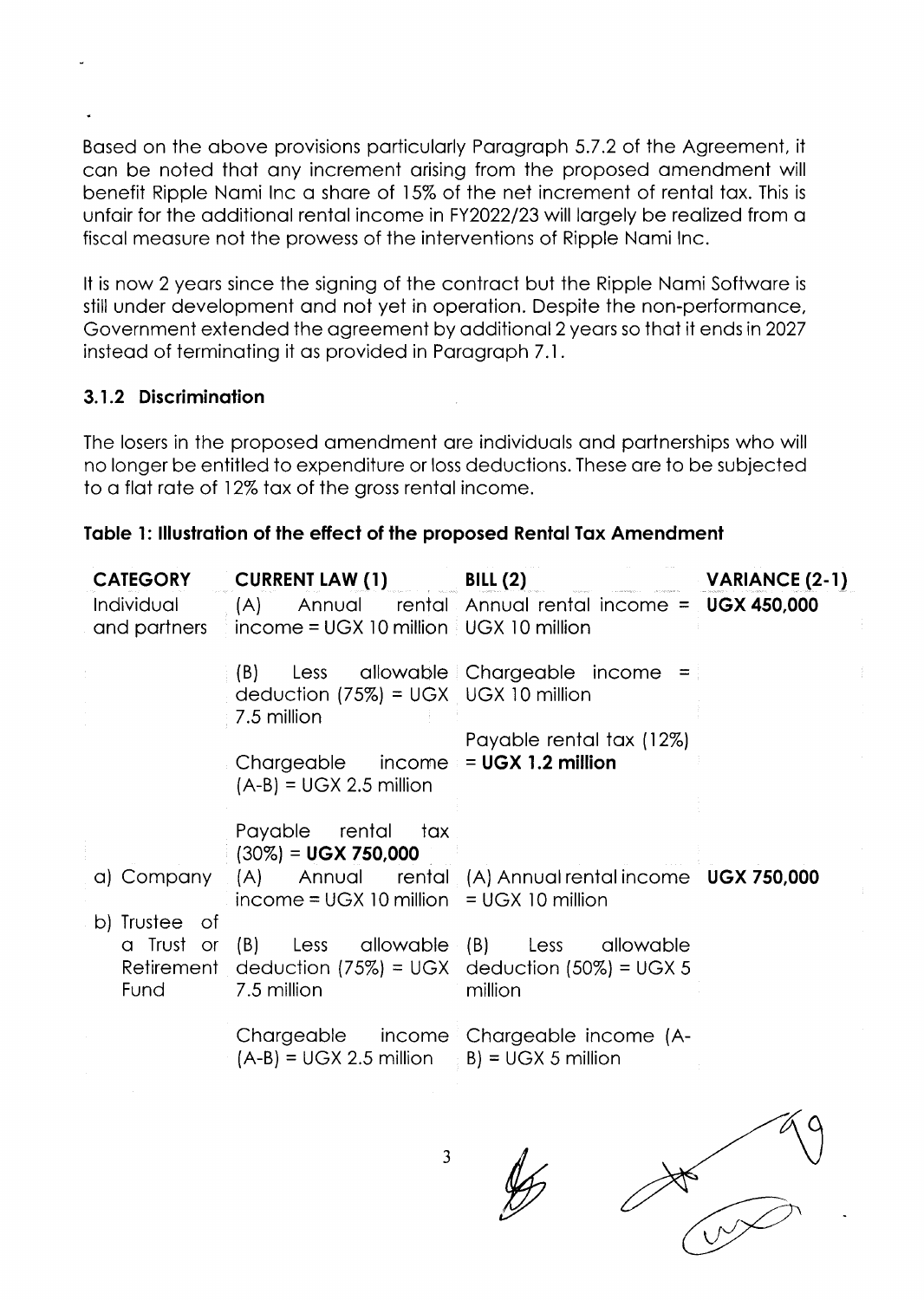Based on the above provisions particularly Paragraph 5.7.2 of the Agreement, it can be noted that any increment arising from the proposed amendment will benefit Ripple Nami Inc a share of 15% of the net increment of rental tax. This is unfair for the additional rental income in FY2022/23 will largely be realized from a fiscal measure not the prowess of the interventions of Ripple Nami Inc.

It is now 2 years since the signing of the contract but the Ripple Nami Software is still under development and not yet in operation. Despite the non-performance, Government extended the agreement by additional 2 years so that it ends in 2027 instead of terminating it as provided in Paragraph 7.1.

### 3.1.2 Discrimination

The losers in the proposed amendment are individuals and partnerships who will no longer be entitled to expenditure or loss deductions. These are to be subjected to a flat rate of 12% tax of the gross rental income.

**Table 1: Illustration of the effect of the proposed Rental Tax Amendment**

| CATEGORY | CURRENT LAW (1) | BILL (2) | VARIANCE (2-1) |
|---|---|---|---|
| Individual and partners | (A) Annual rental income = UGX 10 million | Annual rental income = UGX 10 million | **UGX 450,000** |
| | (B) Less allowable deduction (75%) = UGX 7.5 million | Chargeable income = UGX 10 million | |
| | Chargeable income (A-B) = UGX 2.5 million | Payable rental tax (12%) = **UGX 1.2 million** | |
| | Payable rental tax (30%) = **UGX 750,000** | | |
| a) Company<br>b) Trustee of a Trust or Retirement Fund | (A) Annual rental income = UGX 10 million | (A) Annual rental income = UGX 10 million | **UGX 750,000** |
| | (B) Less allowable deduction (75%) = UGX 7.5 million | (B) Less allowable deduction (50%) = UGX 5 million | |
| | Chargeable income (A-B) = UGX 2.5 million | Chargeable income (A-B) = UGX 5 million | |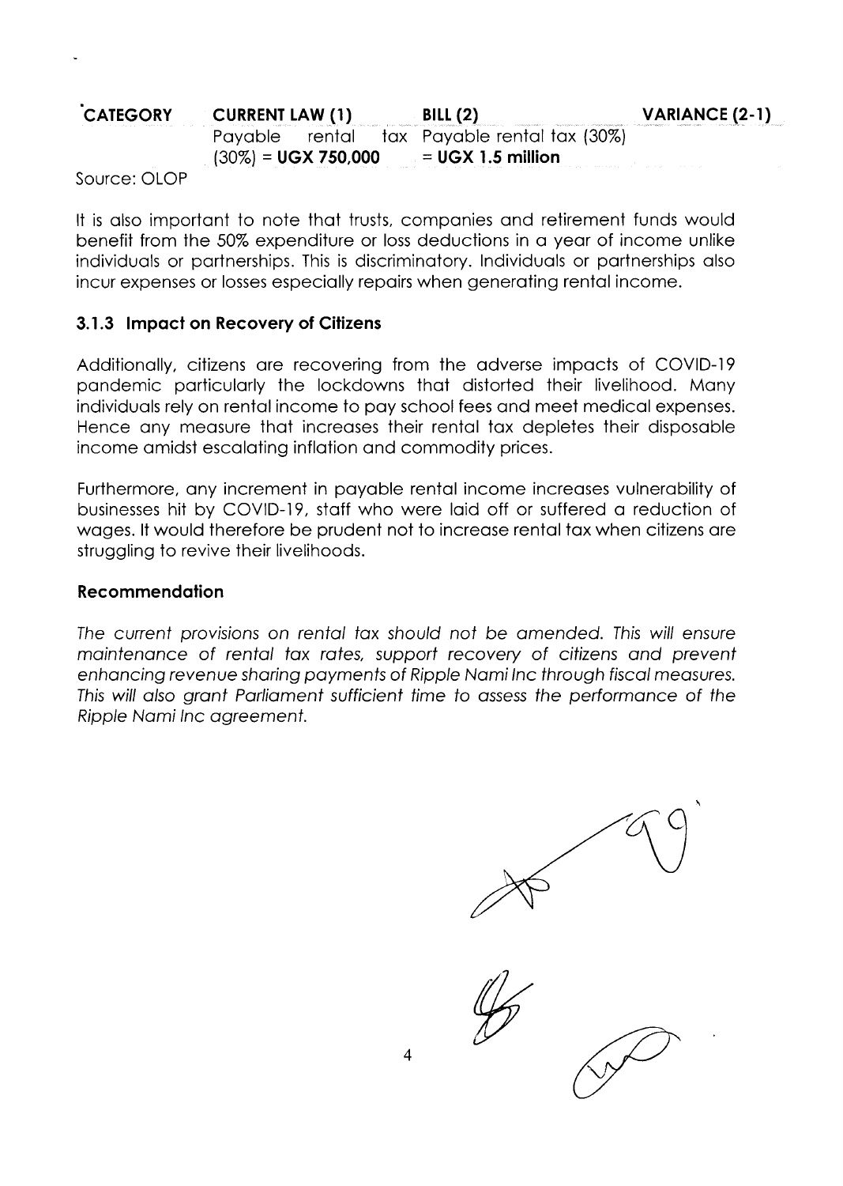| CATEGORY | CURRENT LAW (1) | BILL (2) | VARIANCE (2-1) |
|---|---|---|---|
| | Payable rental tax (30%) = **UGX 750,000** | Payable rental tax (30%) = **UGX 1.5 million** | |

Source: OLOP

It is also important to note that trusts, companies and retirement funds would benefit from the 50% expenditure or loss deductions in a year of income unlike individuals or partnerships. This is discriminatory. Individuals or partnerships also incur expenses or losses especially repairs when generating rental income.

### 3.1.3 Impact on Recovery of Citizens

Additionally, citizens are recovering from the adverse impacts of COVID-19 pandemic particularly the lockdowns that distorted their livelihood. Many individuals rely on rental income to pay school fees and meet medical expenses. Hence any measure that increases their rental tax depletes their disposable income amidst escalating inflation and commodity prices.

Furthermore, any increment in payable rental income increases vulnerability of businesses hit by COVID-19, staff who were laid off or suffered a reduction of wages. It would therefore be prudent not to increase rental tax when citizens are struggling to revive their livelihoods.

### Recommendation

*The current provisions on rental tax should not be amended. This will ensure maintenance of rental tax rates, support recovery of citizens and prevent enhancing revenue sharing payments of Ripple Nami Inc through fiscal measures. This will also grant Parliament sufficient time to assess the performance of the Ripple Nami Inc agreement.*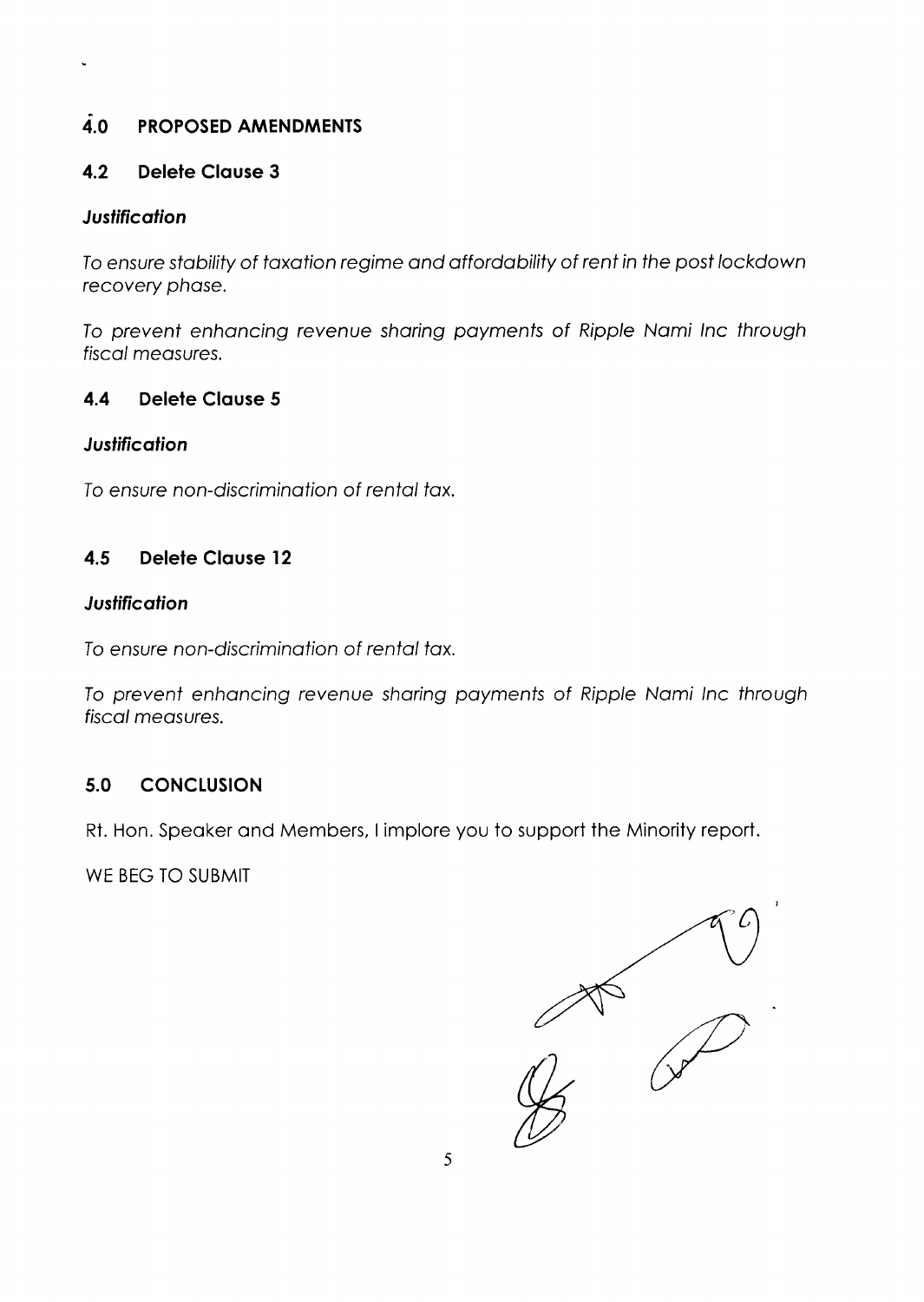## 4.0 PROPOSED AMENDMENTS

### 4.2 Delete Clause 3

***Justification***

*To ensure stability of taxation regime and affordability of rent in the post lockdown recovery phase.*

*To prevent enhancing revenue sharing payments of Ripple Nami Inc through fiscal measures.*

### 4.4 Delete Clause 5

***Justification***

*To ensure non-discrimination of rental tax.*

### 4.5 Delete Clause 12

***Justification***

*To ensure non-discrimination of rental tax.*

*To prevent enhancing revenue sharing payments of Ripple Nami Inc through fiscal measures.*

## 5.0 CONCLUSION

Rt. Hon. Speaker and Members, I implore you to support the Minority report.

WE BEG TO SUBMIT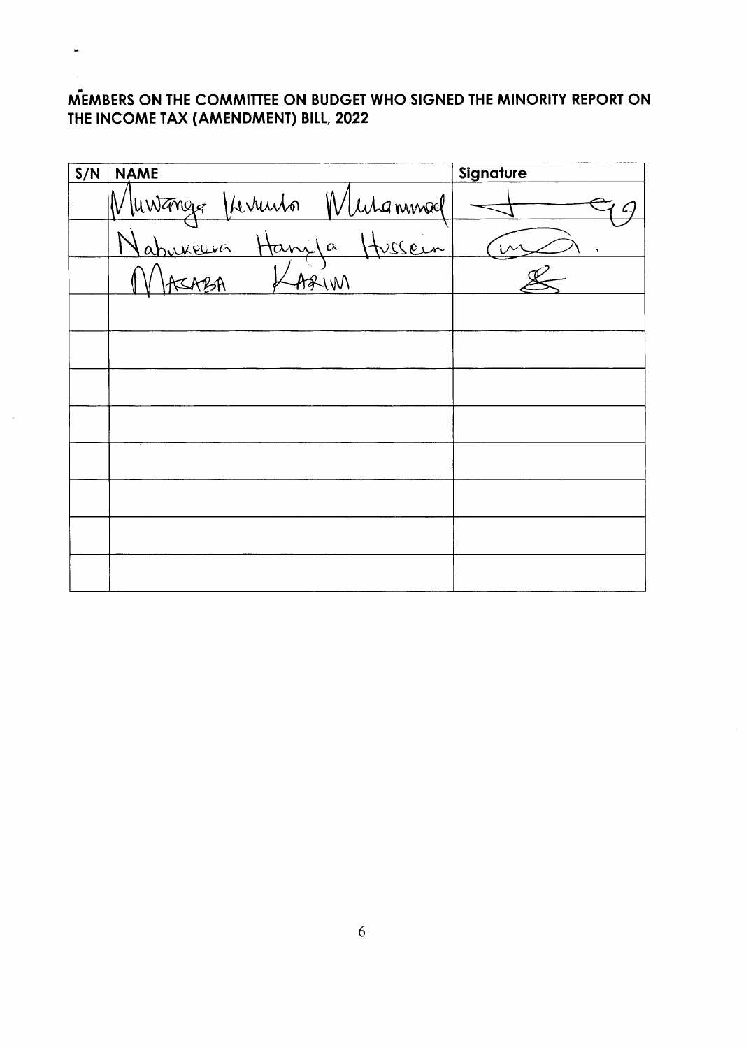## MEMBERS ON THE COMMITTEE ON BUDGET WHO SIGNED THE MINORITY REPORT ON THE INCOME TAX (AMENDMENT) BILL, 2022

| S/N | NAME | Signature |
|---|---|---|
| | Muwanga Kivumbi Muhammad | |
| | Nabukeera Hanifa Hussein | |
| | MASABA KARIM | |
| | | |
| | | |
| | | |
| | | |
| | | |
| | | |
| | | |
| | | |